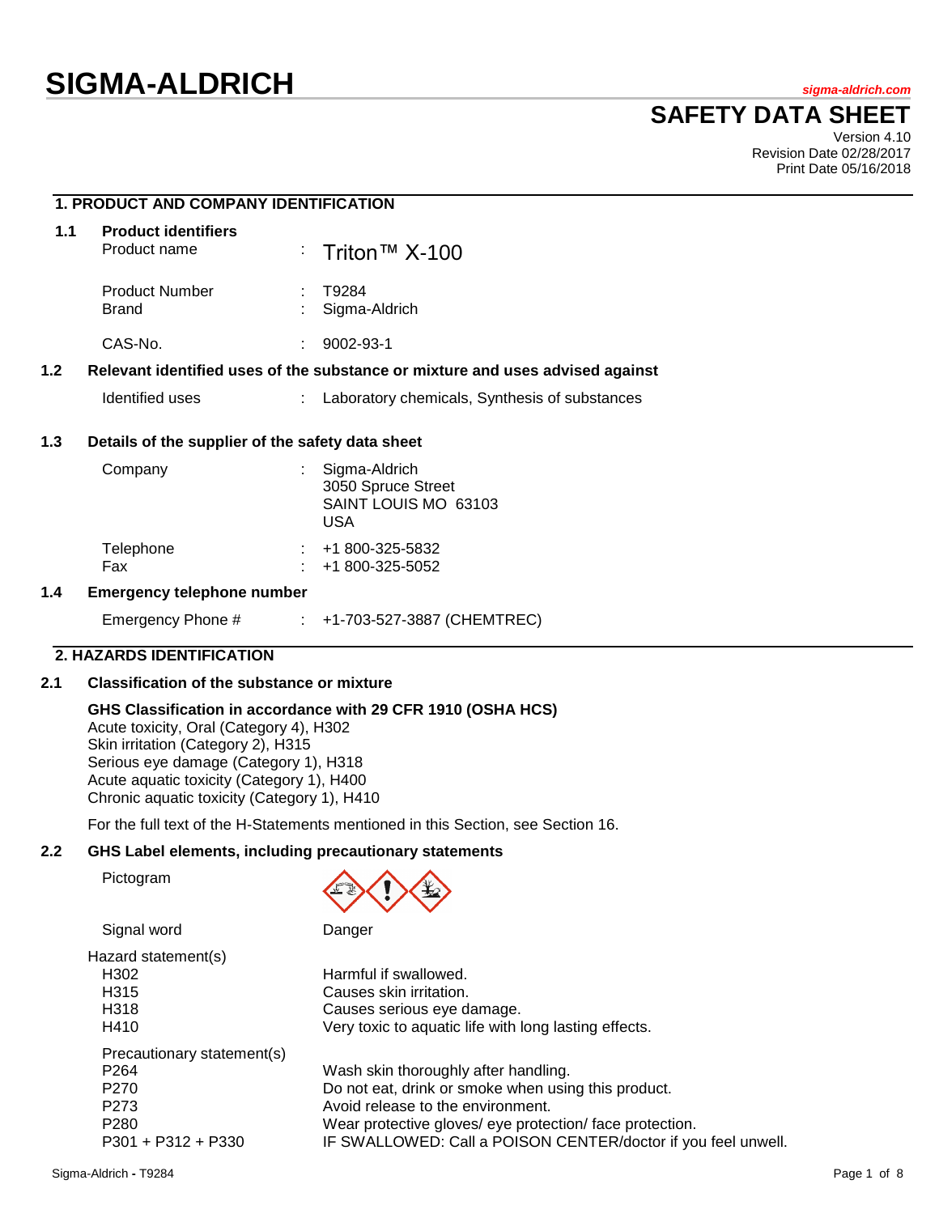# SIGMA-ALDRICH

sigma-aldrich.com

## SAFETY DATA SHEET

Version 4.10
Revision Date 02/28/2017
Print Date 05/16/2018

## 1. PRODUCT AND COMPANY IDENTIFICATION

### 1.1 Product identifiers

| | | |
|---|---|---|
| Product name | : | Triton™ X-100 |
| Product Number | : | T9284 |
| Brand | : | Sigma-Aldrich |
| CAS-No. | : | 9002-93-1 |

### 1.2 Relevant identified uses of the substance or mixture and uses advised against

| | | |
|---|---|---|
| Identified uses | : | Laboratory chemicals, Synthesis of substances |

### 1.3 Details of the supplier of the safety data sheet

| | | |
|---|---|---|
| Company | : | Sigma-Aldrich<br>3050 Spruce Street<br>SAINT LOUIS MO 63103<br>USA |
| Telephone | : | +1 800-325-5832 |
| Fax | : | +1 800-325-5052 |

### 1.4 Emergency telephone number

| | | |
|---|---|---|
| Emergency Phone # | : | +1-703-527-3887 (CHEMTREC) |

## 2. HAZARDS IDENTIFICATION

### 2.1 Classification of the substance or mixture

**GHS Classification in accordance with 29 CFR 1910 (OSHA HCS)**
Acute toxicity, Oral (Category 4), H302
Skin irritation (Category 2), H315
Serious eye damage (Category 1), H318
Acute aquatic toxicity (Category 1), H400
Chronic aquatic toxicity (Category 1), H410

For the full text of the H-Statements mentioned in this Section, see Section 16.

### 2.2 GHS Label elements, including precautionary statements

Pictogram

Signal word: Danger

Hazard statement(s)

| | |
|---|---|
| H302 | Harmful if swallowed. |
| H315 | Causes skin irritation. |
| H318 | Causes serious eye damage. |
| H410 | Very toxic to aquatic life with long lasting effects. |

Precautionary statement(s)

| | |
|---|---|
| P264 | Wash skin thoroughly after handling. |
| P270 | Do not eat, drink or smoke when using this product. |
| P273 | Avoid release to the environment. |
| P280 | Wear protective gloves/ eye protection/ face protection. |
| P301 + P312 + P330 | IF SWALLOWED: Call a POISON CENTER/doctor if you feel unwell. |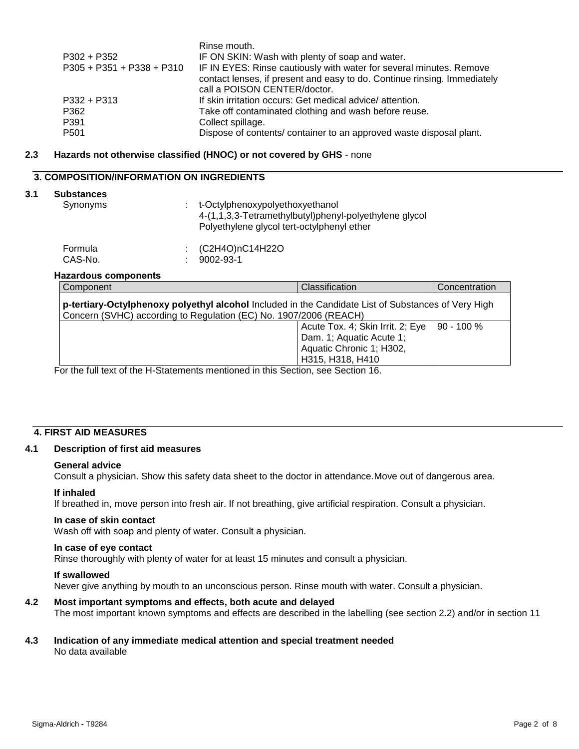| | |
|---|---|
| | Rinse mouth. |
| P302 + P352 | IF ON SKIN: Wash with plenty of soap and water. |
| P305 + P351 + P338 + P310 | IF IN EYES: Rinse cautiously with water for several minutes. Remove contact lenses, if present and easy to do. Continue rinsing. Immediately call a POISON CENTER/doctor. |
| P332 + P313 | If skin irritation occurs: Get medical advice/ attention. |
| P362 | Take off contaminated clothing and wash before reuse. |
| P391 | Collect spillage. |
| P501 | Dispose of contents/ container to an approved waste disposal plant. |

**2.3 Hazards not otherwise classified (HNOC) or not covered by GHS** - none

## 3. COMPOSITION/INFORMATION ON INGREDIENTS

### 3.1 Substances

Synonyms : t-Octylphenoxypolyethoxyethanol
4-(1,1,3,3-Tetramethylbutyl)phenyl-polyethylene glycol
Polyethylene glycol tert-octylphenyl ether

Formula : $(C_2H_4O)_nC_{14}H_{22}O$
CAS-No. : 9002-93-1

**Hazardous components**

| Component | Classification | Concentration |
|---|---|---|
| **p-tertiary-Octylphenoxy polyethyl alcohol** Included in the Candidate List of Substances of Very High Concern (SVHC) according to Regulation (EC) No. 1907/2006 (REACH) | | |
| | Acute Tox. 4; Skin Irrit. 2; Eye Dam. 1; Aquatic Acute 1; Aquatic Chronic 1; H302, H315, H318, H410 | 90 - 100 % |

For the full text of the H-Statements mentioned in this Section, see Section 16.

## 4. FIRST AID MEASURES

### 4.1 Description of first aid measures

**General advice**
Consult a physician. Show this safety data sheet to the doctor in attendance.Move out of dangerous area.

**If inhaled**
If breathed in, move person into fresh air. If not breathing, give artificial respiration. Consult a physician.

**In case of skin contact**
Wash off with soap and plenty of water. Consult a physician.

**In case of eye contact**
Rinse thoroughly with plenty of water for at least 15 minutes and consult a physician.

**If swallowed**
Never give anything by mouth to an unconscious person. Rinse mouth with water. Consult a physician.

### 4.2 Most important symptoms and effects, both acute and delayed

The most important known symptoms and effects are described in the labelling (see section 2.2) and/or in section 11

### 4.3 Indication of any immediate medical attention and special treatment needed

No data available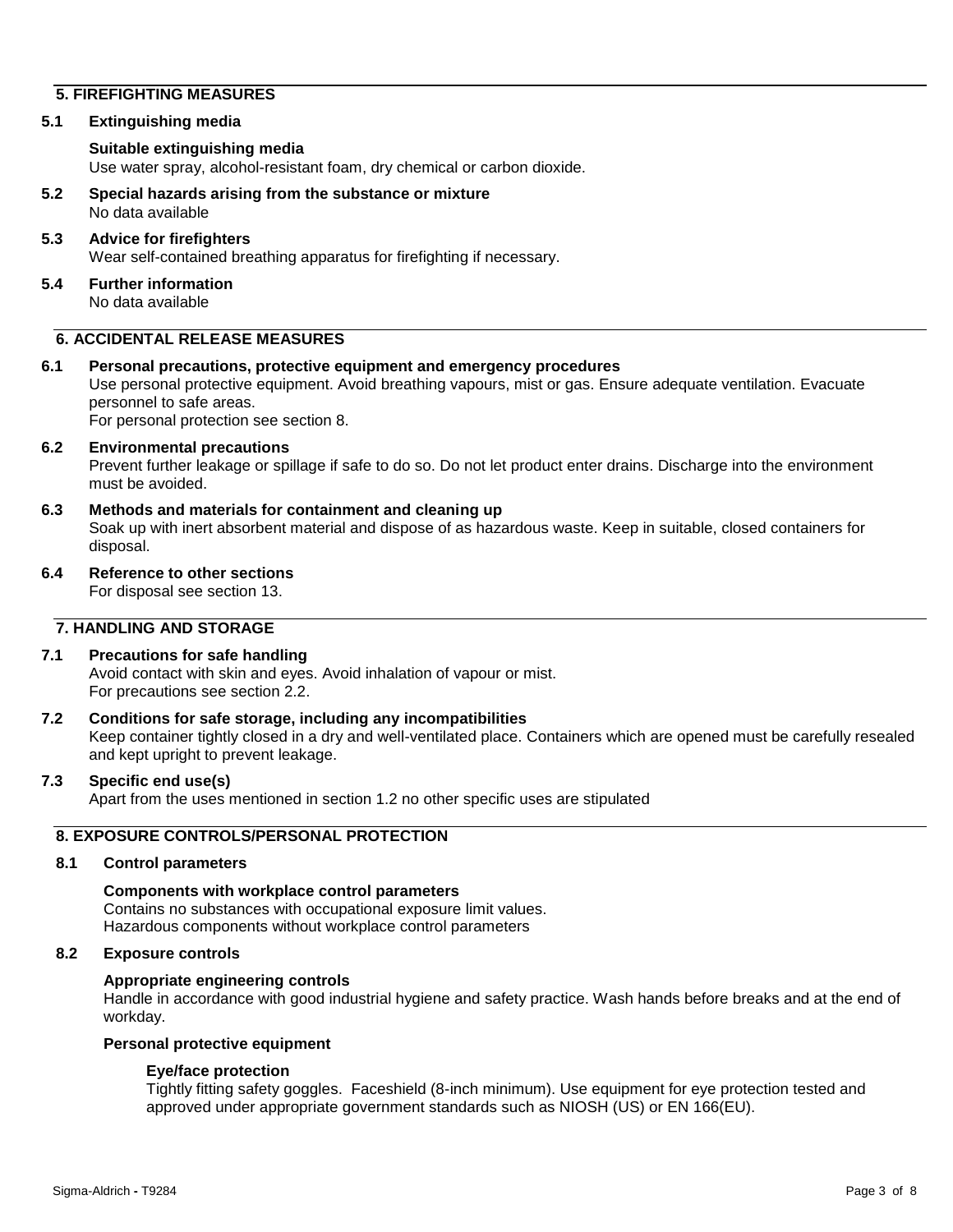## 5. FIREFIGHTING MEASURES

### 5.1 Extinguishing media

**Suitable extinguishing media**

Use water spray, alcohol-resistant foam, dry chemical or carbon dioxide.

### 5.2 Special hazards arising from the substance or mixture

No data available

### 5.3 Advice for firefighters

Wear self-contained breathing apparatus for firefighting if necessary.

### 5.4 Further information

No data available

## 6. ACCIDENTAL RELEASE MEASURES

### 6.1 Personal precautions, protective equipment and emergency procedures

Use personal protective equipment. Avoid breathing vapours, mist or gas. Ensure adequate ventilation. Evacuate personnel to safe areas.

For personal protection see section 8.

### 6.2 Environmental precautions

Prevent further leakage or spillage if safe to do so. Do not let product enter drains. Discharge into the environment must be avoided.

### 6.3 Methods and materials for containment and cleaning up

Soak up with inert absorbent material and dispose of as hazardous waste. Keep in suitable, closed containers for disposal.

### 6.4 Reference to other sections

For disposal see section 13.

## 7. HANDLING AND STORAGE

### 7.1 Precautions for safe handling

Avoid contact with skin and eyes. Avoid inhalation of vapour or mist.

For precautions see section 2.2.

### 7.2 Conditions for safe storage, including any incompatibilities

Keep container tightly closed in a dry and well-ventilated place. Containers which are opened must be carefully resealed and kept upright to prevent leakage.

### 7.3 Specific end use(s)

Apart from the uses mentioned in section 1.2 no other specific uses are stipulated

## 8. EXPOSURE CONTROLS/PERSONAL PROTECTION

### 8.1 Control parameters

**Components with workplace control parameters**

Contains no substances with occupational exposure limit values.

Hazardous components without workplace control parameters

### 8.2 Exposure controls

**Appropriate engineering controls**

Handle in accordance with good industrial hygiene and safety practice. Wash hands before breaks and at the end of workday.

**Personal protective equipment**

**Eye/face protection**

Tightly fitting safety goggles. Faceshield (8-inch minimum). Use equipment for eye protection tested and approved under appropriate government standards such as NIOSH (US) or EN 166(EU).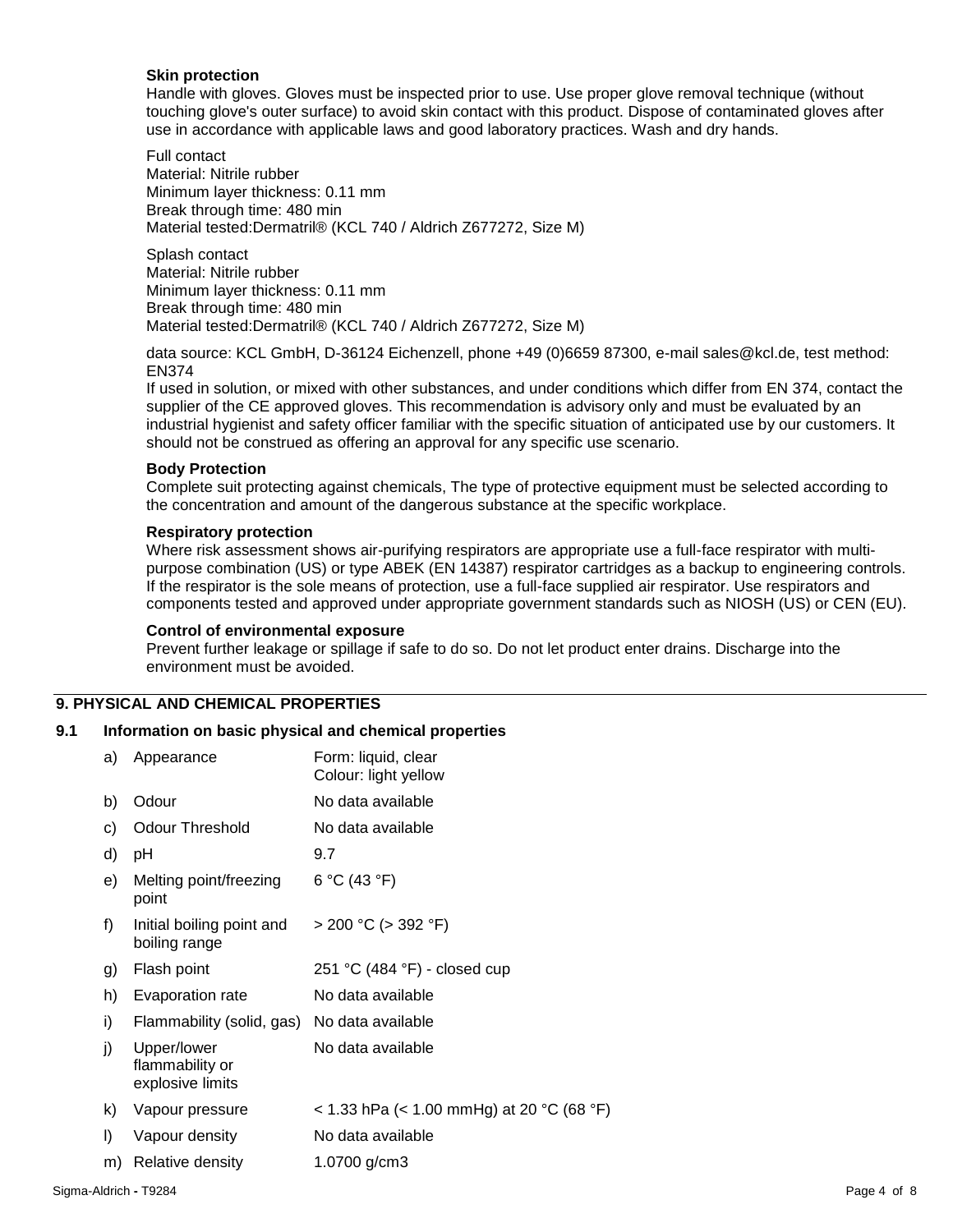**Skin protection**

Handle with gloves. Gloves must be inspected prior to use. Use proper glove removal technique (without touching glove's outer surface) to avoid skin contact with this product. Dispose of contaminated gloves after use in accordance with applicable laws and good laboratory practices. Wash and dry hands.

Full contact
Material: Nitrile rubber
Minimum layer thickness: 0.11 mm
Break through time: 480 min
Material tested:Dermatril® (KCL 740 / Aldrich Z677272, Size M)

Splash contact
Material: Nitrile rubber
Minimum layer thickness: 0.11 mm
Break through time: 480 min
Material tested:Dermatril® (KCL 740 / Aldrich Z677272, Size M)

data source: KCL GmbH, D-36124 Eichenzell, phone +49 (0)6659 87300, e-mail sales@kcl.de, test method: EN374

If used in solution, or mixed with other substances, and under conditions which differ from EN 374, contact the supplier of the CE approved gloves. This recommendation is advisory only and must be evaluated by an industrial hygienist and safety officer familiar with the specific situation of anticipated use by our customers. It should not be construed as offering an approval for any specific use scenario.

**Body Protection**

Complete suit protecting against chemicals, The type of protective equipment must be selected according to the concentration and amount of the dangerous substance at the specific workplace.

**Respiratory protection**

Where risk assessment shows air-purifying respirators are appropriate use a full-face respirator with multi-purpose combination (US) or type ABEK (EN 14387) respirator cartridges as a backup to engineering controls. If the respirator is the sole means of protection, use a full-face supplied air respirator. Use respirators and components tested and approved under appropriate government standards such as NIOSH (US) or CEN (EU).

**Control of environmental exposure**

Prevent further leakage or spillage if safe to do so. Do not let product enter drains. Discharge into the environment must be avoided.

## 9. PHYSICAL AND CHEMICAL PROPERTIES

### 9.1 Information on basic physical and chemical properties

| | | |
|---|---|---|
| a) | Appearance | Form: liquid, clear<br>Colour: light yellow |
| b) | Odour | No data available |
| c) | Odour Threshold | No data available |
| d) | pH | 9.7 |
| e) | Melting point/freezing point | 6 °C (43 °F) |
| f) | Initial boiling point and boiling range | > 200 °C (> 392 °F) |
| g) | Flash point | 251 °C (484 °F) - closed cup |
| h) | Evaporation rate | No data available |
| i) | Flammability (solid, gas) | No data available |
| j) | Upper/lower flammability or explosive limits | No data available |
| k) | Vapour pressure | < 1.33 hPa (< 1.00 mmHg) at 20 °C (68 °F) |
| l) | Vapour density | No data available |
| m) | Relative density | 1.0700 g/cm3 |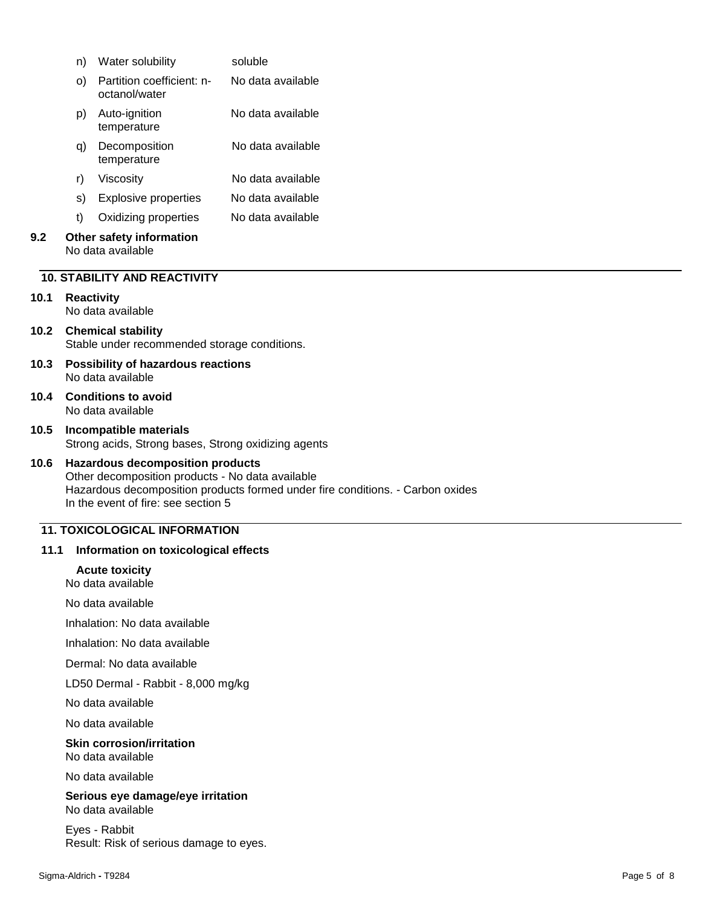| | | |
|---|---|---|
| n) | Water solubility | soluble |
| o) | Partition coefficient: n-octanol/water | No data available |
| p) | Auto-ignition temperature | No data available |
| q) | Decomposition temperature | No data available |
| r) | Viscosity | No data available |
| s) | Explosive properties | No data available |
| t) | Oxidizing properties | No data available |

**9.2 Other safety information**
No data available

## 10. STABILITY AND REACTIVITY

**10.1 Reactivity**
No data available

**10.2 Chemical stability**
Stable under recommended storage conditions.

**10.3 Possibility of hazardous reactions**
No data available

**10.4 Conditions to avoid**
No data available

**10.5 Incompatible materials**
Strong acids, Strong bases, Strong oxidizing agents

**10.6 Hazardous decomposition products**
Other decomposition products - No data available
Hazardous decomposition products formed under fire conditions. - Carbon oxides
In the event of fire: see section 5

## 11. TOXICOLOGICAL INFORMATION

**11.1 Information on toxicological effects**

**Acute toxicity**
No data available

No data available

Inhalation: No data available

Inhalation: No data available

Dermal: No data available

LD50 Dermal - Rabbit - 8,000 mg/kg

No data available

No data available

**Skin corrosion/irritation**
No data available

No data available

**Serious eye damage/eye irritation**
No data available

Eyes - Rabbit
Result: Risk of serious damage to eyes.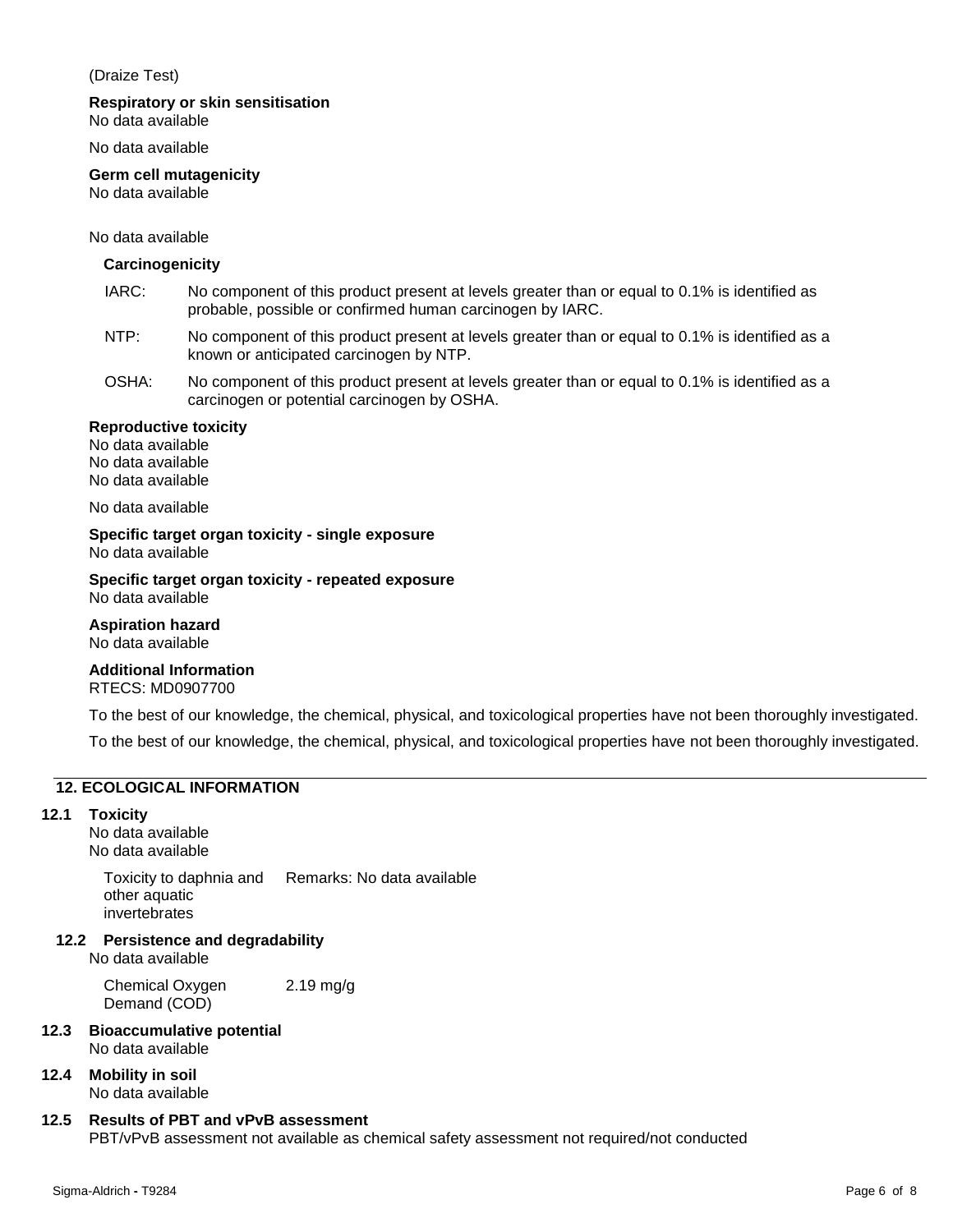(Draize Test)

**Respiratory or skin sensitisation**
No data available

No data available

**Germ cell mutagenicity**
No data available

No data available

**Carcinogenicity**

IARC: No component of this product present at levels greater than or equal to 0.1% is identified as probable, possible or confirmed human carcinogen by IARC.

NTP: No component of this product present at levels greater than or equal to 0.1% is identified as a known or anticipated carcinogen by NTP.

OSHA: No component of this product present at levels greater than or equal to 0.1% is identified as a carcinogen or potential carcinogen by OSHA.

**Reproductive toxicity**
No data available
No data available
No data available

No data available

**Specific target organ toxicity - single exposure**
No data available

**Specific target organ toxicity - repeated exposure**
No data available

**Aspiration hazard**
No data available

**Additional Information**
RTECS: MD0907700

To the best of our knowledge, the chemical, physical, and toxicological properties have not been thoroughly investigated.

To the best of our knowledge, the chemical, physical, and toxicological properties have not been thoroughly investigated.

## 12. ECOLOGICAL INFORMATION

### 12.1 Toxicity

No data available
No data available

| Toxicity to daphnia and other aquatic invertebrates | Remarks: No data available |
| --- | --- |

### 12.2 Persistence and degradability

No data available

| Chemical Oxygen Demand (COD) | 2.19 mg/g |
| --- | --- |

### 12.3 Bioaccumulative potential

No data available

### 12.4 Mobility in soil

No data available

### 12.5 Results of PBT and vPvB assessment

PBT/vPvB assessment not available as chemical safety assessment not required/not conducted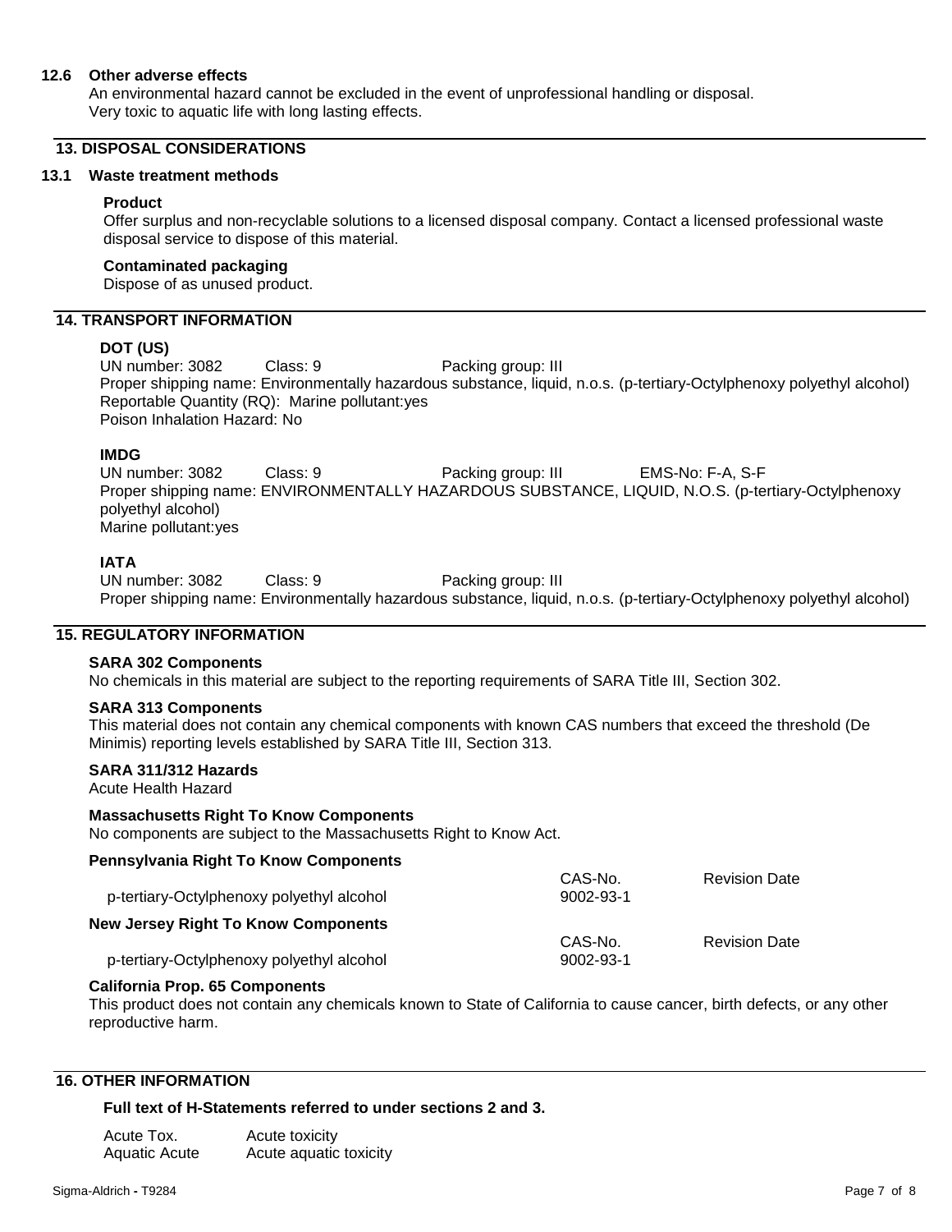### 12.6 Other adverse effects

An environmental hazard cannot be excluded in the event of unprofessional handling or disposal.
Very toxic to aquatic life with long lasting effects.

## 13. DISPOSAL CONSIDERATIONS

### 13.1 Waste treatment methods

**Product**

Offer surplus and non-recyclable solutions to a licensed disposal company. Contact a licensed professional waste disposal service to dispose of this material.

**Contaminated packaging**

Dispose of as unused product.

## 14. TRANSPORT INFORMATION

**DOT (US)**

UN number: 3082 Class: 9 Packing group: III
Proper shipping name: Environmentally hazardous substance, liquid, n.o.s. (p-tertiary-Octylphenoxy polyethyl alcohol)
Reportable Quantity (RQ): Marine pollutant:yes
Poison Inhalation Hazard: No

**IMDG**

UN number: 3082 Class: 9 Packing group: III EMS-No: F-A, S-F
Proper shipping name: ENVIRONMENTALLY HAZARDOUS SUBSTANCE, LIQUID, N.O.S. (p-tertiary-Octylphenoxy polyethyl alcohol)
Marine pollutant:yes

**IATA**

UN number: 3082 Class: 9 Packing group: III
Proper shipping name: Environmentally hazardous substance, liquid, n.o.s. (p-tertiary-Octylphenoxy polyethyl alcohol)

## 15. REGULATORY INFORMATION

**SARA 302 Components**

No chemicals in this material are subject to the reporting requirements of SARA Title III, Section 302.

**SARA 313 Components**

This material does not contain any chemical components with known CAS numbers that exceed the threshold (De Minimis) reporting levels established by SARA Title III, Section 313.

**SARA 311/312 Hazards**

Acute Health Hazard

**Massachusetts Right To Know Components**

No components are subject to the Massachusetts Right to Know Act.

**Pennsylvania Right To Know Components**

| | CAS-No. | Revision Date |
|---|---|---|
| p-tertiary-Octylphenoxy polyethyl alcohol | 9002-93-1 | |

**New Jersey Right To Know Components**

| | CAS-No. | Revision Date |
|---|---|---|
| p-tertiary-Octylphenoxy polyethyl alcohol | 9002-93-1 | |

**California Prop. 65 Components**

This product does not contain any chemicals known to State of California to cause cancer, birth defects, or any other reproductive harm.

## 16. OTHER INFORMATION

**Full text of H-Statements referred to under sections 2 and 3.**

| | |
|---|---|
| Acute Tox. | Acute toxicity |
| Aquatic Acute | Acute aquatic toxicity |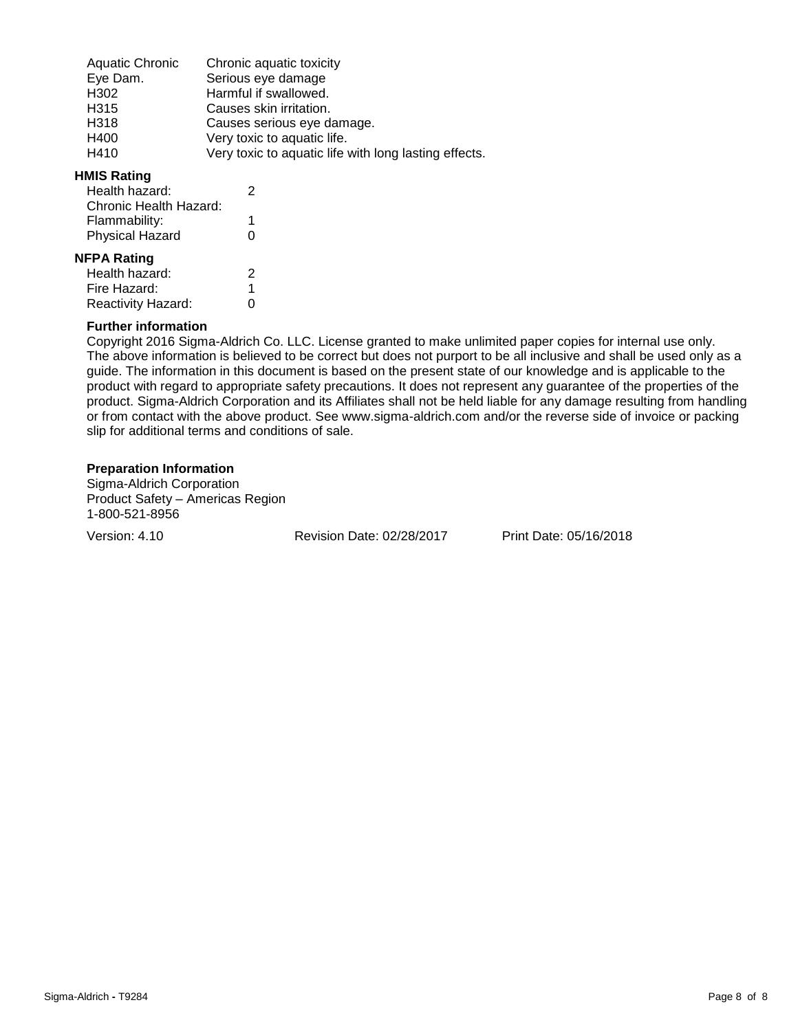| | |
|---|---|
| Aquatic Chronic | Chronic aquatic toxicity |
| Eye Dam. | Serious eye damage |
| H302 | Harmful if swallowed. |
| H315 | Causes skin irritation. |
| H318 | Causes serious eye damage. |
| H400 | Very toxic to aquatic life. |
| H410 | Very toxic to aquatic life with long lasting effects. |

**HMIS Rating**

| | |
|---|---|
| Health hazard: | 2 |
| Chronic Health Hazard: | |
| Flammability: | 1 |
| Physical Hazard | 0 |

**NFPA Rating**

| | |
|---|---|
| Health hazard: | 2 |
| Fire Hazard: | 1 |
| Reactivity Hazard: | 0 |

**Further information**

Copyright 2016 Sigma-Aldrich Co. LLC. License granted to make unlimited paper copies for internal use only.
The above information is believed to be correct but does not purport to be all inclusive and shall be used only as a guide. The information in this document is based on the present state of our knowledge and is applicable to the product with regard to appropriate safety precautions. It does not represent any guarantee of the properties of the product. Sigma-Aldrich Corporation and its Affiliates shall not be held liable for any damage resulting from handling or from contact with the above product. See www.sigma-aldrich.com and/or the reverse side of invoice or packing slip for additional terms and conditions of sale.

**Preparation Information**

Sigma-Aldrich Corporation
Product Safety – Americas Region
1-800-521-8956

Version: 4.10 Revision Date: 02/28/2017 Print Date: 05/16/2018